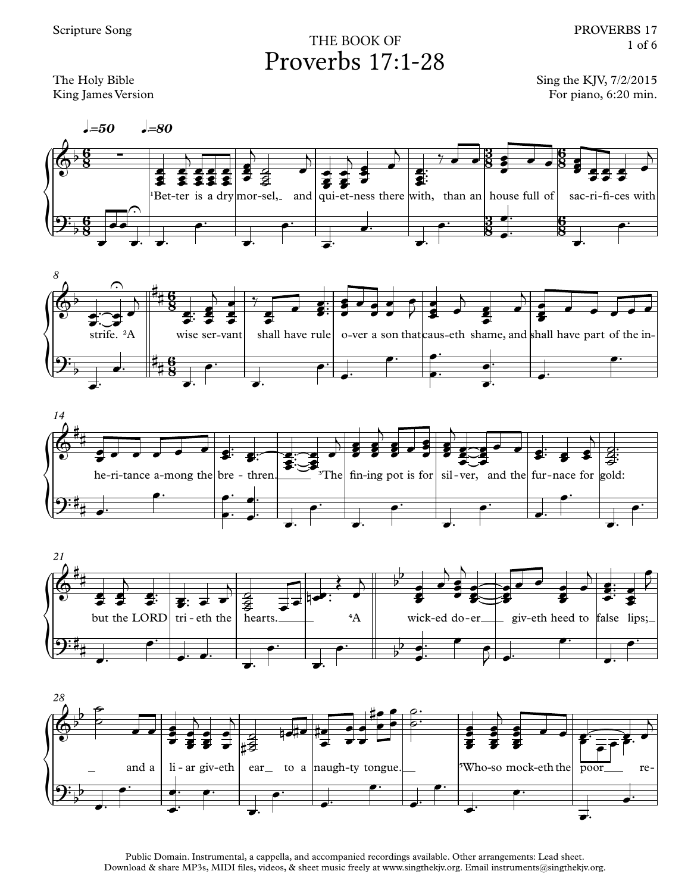Scripture Song

THE BOOK OF

# Proverbs 17:1-28

PROVERBS 17

The Holy Bible
King James Version

Sing the KJV, 7/2/2015
For piano, 6:20 min.

♩.=50 ♩.=80

¹Bet-ter is a dry mor-sel, and qui-et-ness there with, than an house full of sac-ri-fi-ces with strife. ²A wise ser-vant shall have rule o-ver a son that caus-eth shame, and shall have part of the in-he-ri-tance a-mong the bre-thren. ³The fin-ing pot is for sil-ver, and the fur-nace for gold: but the LORD tri-eth the hearts. ⁴A wick-ed do-er giv-eth heed to false lips; and a li-ar giv-eth ear to a naugh-ty tongue. ⁵Who-so mock-eth the poor re-

Public Domain. Instrumental, a cappella, and accompanied recordings available. Other arrangements: Lead sheet.
Download & share MP3s, MIDI files, videos, & sheet music freely at www.singthekjv.org. Email instruments@singthekjv.org.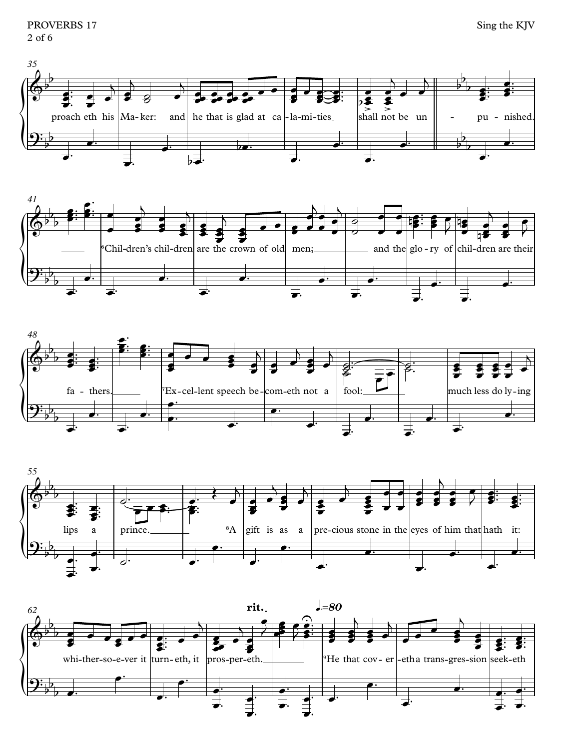35

proach eth his Ma-ker: and he that is glad at ca-la-mi-ties shall not be un - pu-nished.

41

[6]Chil-dren's chil-dren are the crown of old men; and the glo-ry of chil-dren are their

48

fa-thers. [7]Ex-cel-lent speech be-com-eth not a fool: much less do ly-ing

55

lips a prince. [8]A gift is as a pre-cious stone in the eyes of him that hath it:

62

**rit.** ♩.=80

whi-ther-so-e-ver it turn-eth, it pros-per-eth. [9]He that cov-er-eth a trans-gres-sion seek-eth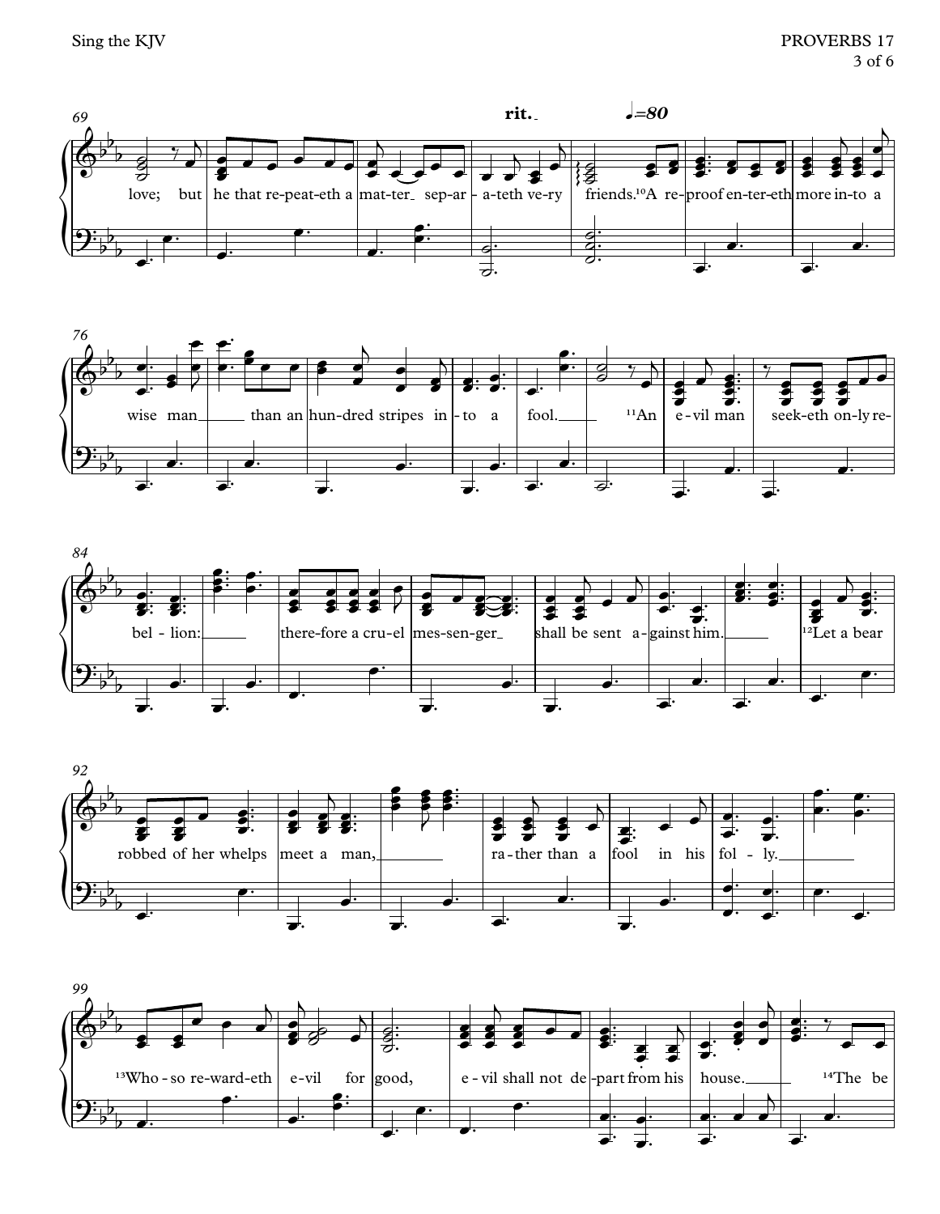rit. ♩=80

69 love; but he that re-peat-eth a mat-ter sep-ar-a-teth ve-ry friends.[10]A re-proof en-ter-eth more in-to a

76 wise man than an hun-dred stripes in-to a fool. [11]An e-vil man seek-eth on-ly re-

84 bel-lion: there-fore a cru-el mes-sen-ger shall be sent a-gainst him. [12]Let a bear

92 robbed of her whelps meet a man, ra-ther than a fool in his fol-ly.

99 [13]Who-so re-ward-eth e-vil for good, e-vil shall not de-part from his house. [14]The be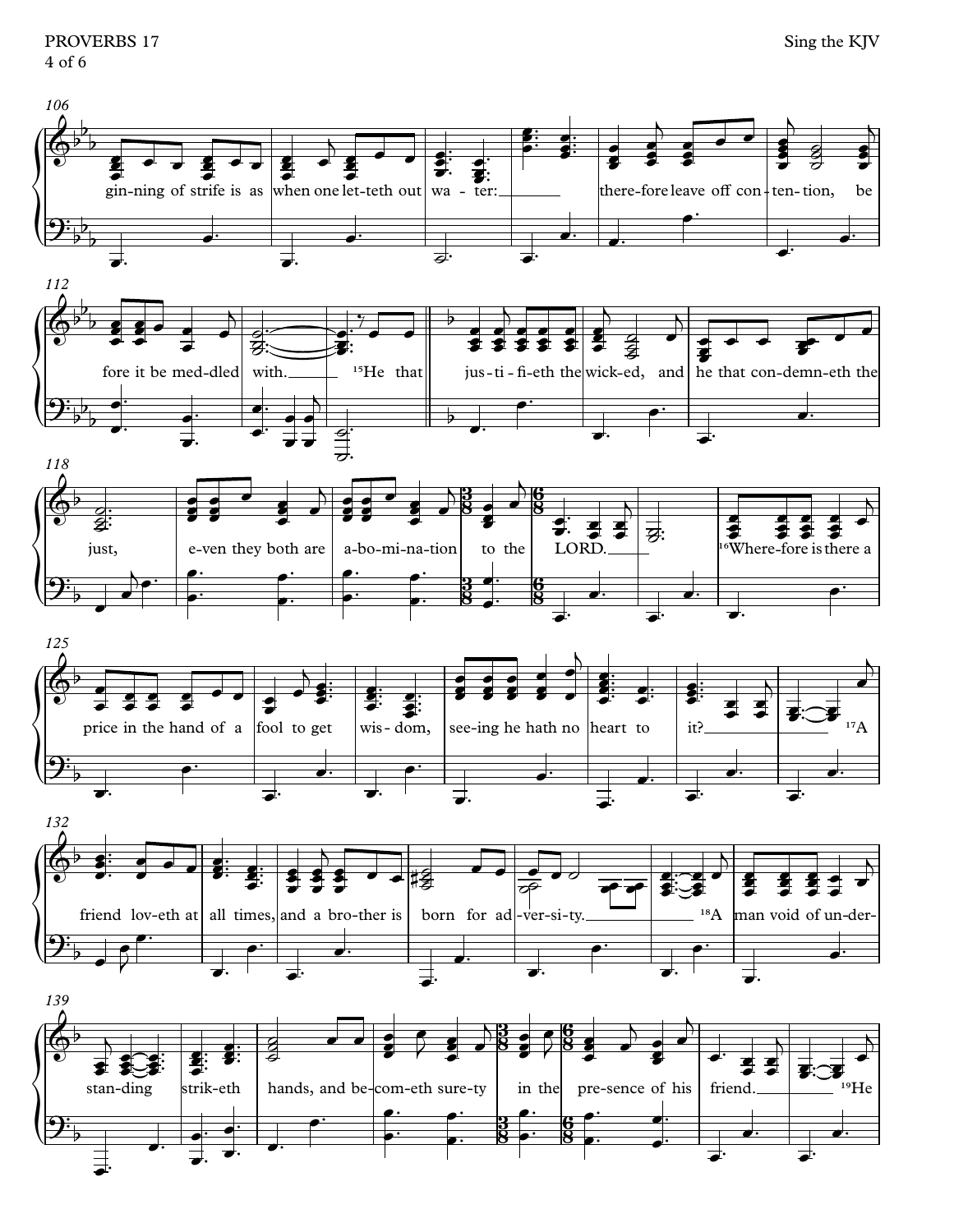106
gin-ning of strife is as when one let-teth out wa-ter: there-fore leave off con-ten-tion, be

112
fore it be med-dled with. [15]He that jus-ti-fi-eth the wick-ed, and he that con-demn-eth the

118
just, e-ven they both are a-bo-mi-na-tion to the LORD. [16]Where-fore is there a

125
price in the hand of a fool to get wis-dom, see-ing he hath no heart to it? [17]A

132
friend lov-eth at all times, and a bro-ther is born for ad-ver-si-ty. [18]A man void of un-der-

139
stan-ding strik-eth hands, and be-com-eth sure-ty in the pre-sence of his friend. [19]He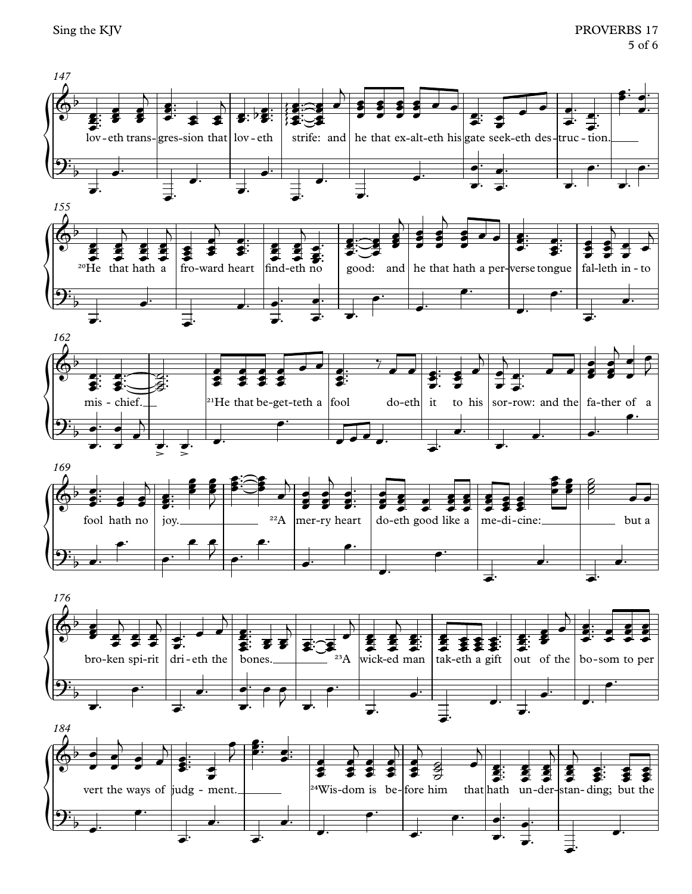147

lov-eth trans-gres-sion that lov-eth strife: and he that ex-alt-eth his gate seek-eth des-truc-tion.

155

[20]He that hath a fro-ward heart find-eth no good: and he that hath a per-verse tongue fal-leth in-to

162

mis-chief. [21]He that be-get-teth a fool do-eth it to his sor-row: and the fa-ther of a

169

fool hath no joy. [22]A mer-ry heart do-eth good like a me-di-cine: but a

176

bro-ken spi-rit dri-eth the bones. [23]A wick-ed man tak-eth a gift out of the bo-som to per

184

vert the ways of judg-ment. [24]Wis-dom is be-fore him that hath un-der-stan-ding; but the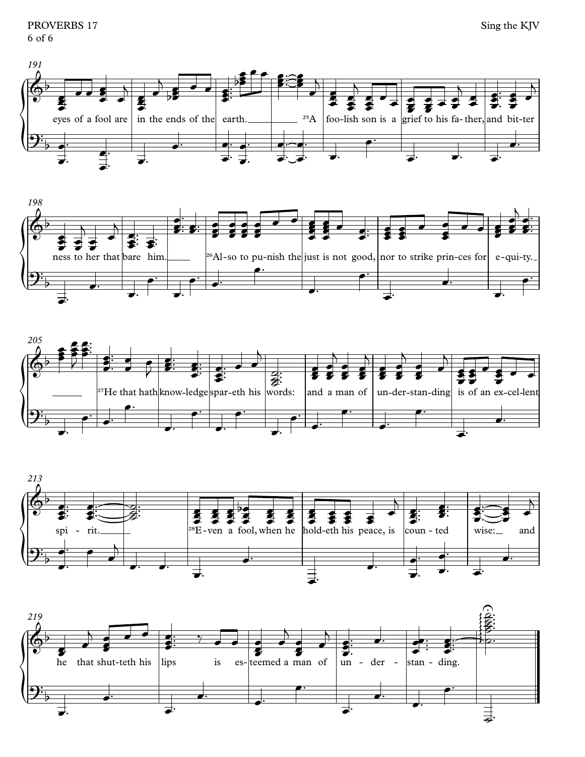191

eyes of a fool are in the ends of the earth. [25]A foo-lish son is a grief to his fa-ther, and bit-ter

198

ness to her that bare him. [26]Al-so to pu-nish the just is not good, nor to strike prin-ces for e-qui-ty.

205

[27]He that hath know-ledge spar-eth his words: and a man of un-der-stan-ding is of an ex-cel-lent

213

spi - rit. [28]E-ven a fool, when he hold-eth his peace, is coun - ted wise: and

219

he that shut-teth his lips is es-teemed a man of un - der - stan - ding.